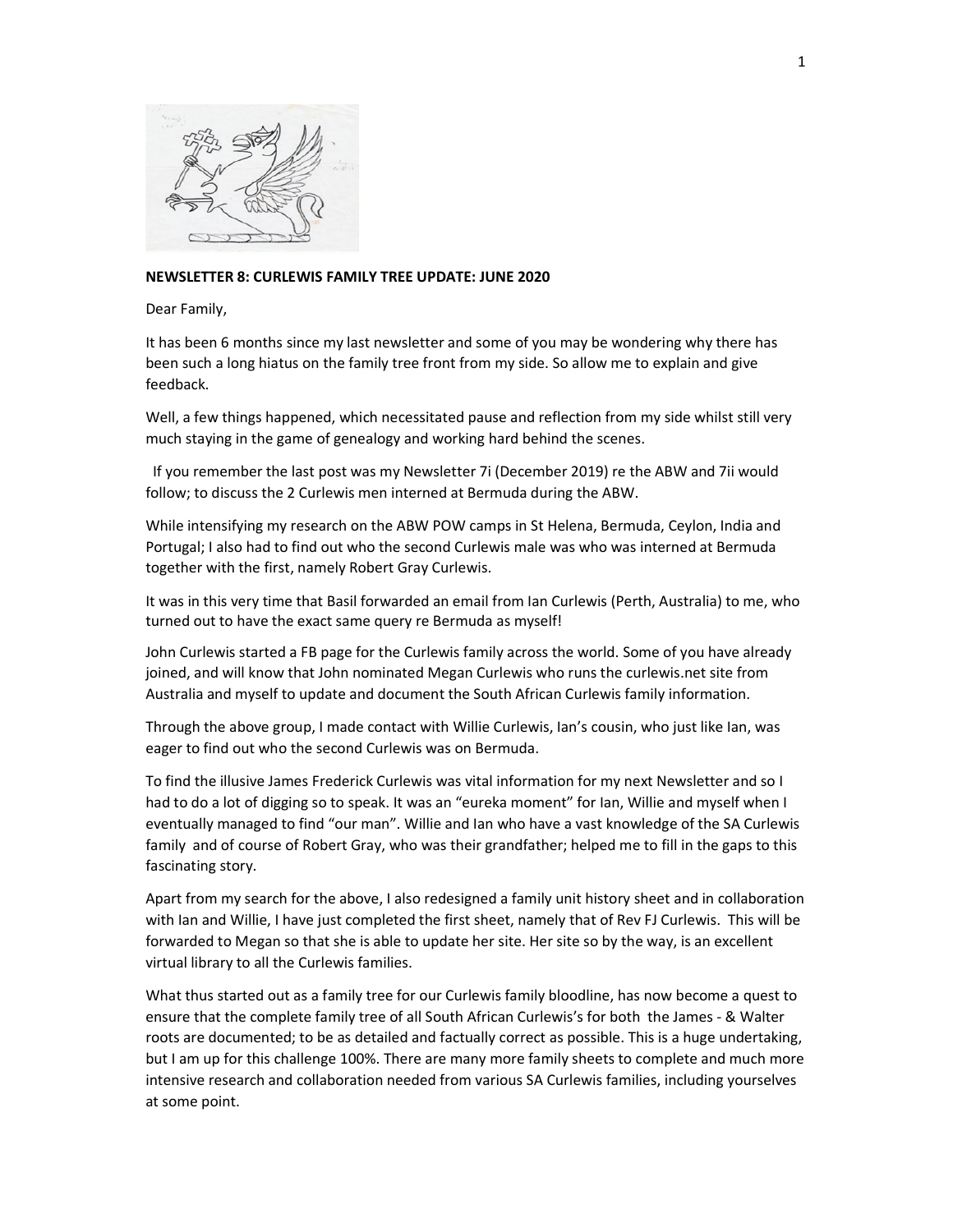**NEWSLETTER 8: CURLEWIS FAMILY TREE UPDATE: JUNE 2020**

Dear Family,

It has been 6 months since my last newsletter and some of you may be wondering why there has been such a long hiatus on the family tree front from my side. So allow me to explain and give feedback.

Well, a few things happened, which necessitated pause and reflection from my side whilst still very much staying in the game of genealogy and working hard behind the scenes.

If you remember the last post was my Newsletter 7i (December 2019) re the ABW and 7ii would follow; to discuss the 2 Curlewis men interned at Bermuda during the ABW.

While intensifying my research on the ABW POW camps in St Helena, Bermuda, Ceylon, India and Portugal; I also had to find out who the second Curlewis male was who was interned at Bermuda together with the first, namely Robert Gray Curlewis.

It was in this very time that Basil forwarded an email from Ian Curlewis (Perth, Australia) to me, who turned out to have the exact same query re Bermuda as myself!

John Curlewis started a FB page for the Curlewis family across the world. Some of you have already joined, and will know that John nominated Megan Curlewis who runs the curlewis.net site from Australia and myself to update and document the South African Curlewis family information.

Through the above group, I made contact with Willie Curlewis, Ian's cousin, who just like Ian, was eager to find out who the second Curlewis was on Bermuda.

To find the illusive James Frederick Curlewis was vital information for my next Newsletter and so I had to do a lot of digging so to speak. It was an "eureka moment" for Ian, Willie and myself when I eventually managed to find "our man". Willie and Ian who have a vast knowledge of the SA Curlewis family and of course of Robert Gray, who was their grandfather; helped me to fill in the gaps to this fascinating story.

Apart from my search for the above, I also redesigned a family unit history sheet and in collaboration with Ian and Willie, I have just completed the first sheet, namely that of Rev FJ Curlewis. This will be forwarded to Megan so that she is able to update her site. Her site so by the way, is an excellent virtual library to all the Curlewis families.

What thus started out as a family tree for our Curlewis family bloodline, has now become a quest to ensure that the complete family tree of all South African Curlewis's for both the James - & Walter roots are documented; to be as detailed and factually correct as possible. This is a huge undertaking, but I am up for this challenge 100%. There are many more family sheets to complete and much more intensive research and collaboration needed from various SA Curlewis families, including yourselves at some point.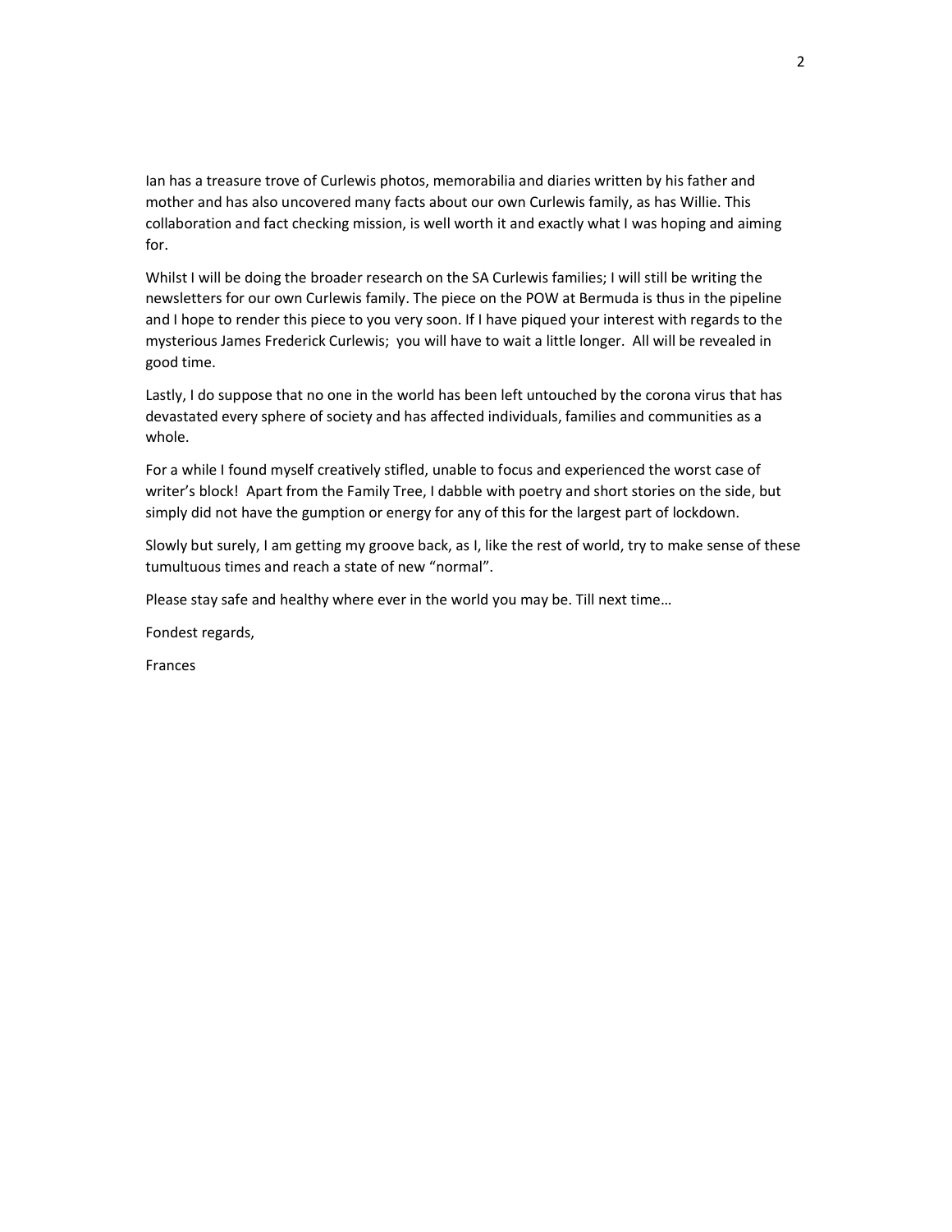Ian has a treasure trove of Curlewis photos, memorabilia and diaries written by his father and mother and has also uncovered many facts about our own Curlewis family, as has Willie. This collaboration and fact checking mission, is well worth it and exactly what I was hoping and aiming for.

Whilst I will be doing the broader research on the SA Curlewis families; I will still be writing the newsletters for our own Curlewis family. The piece on the POW at Bermuda is thus in the pipeline and I hope to render this piece to you very soon. If I have piqued your interest with regards to the mysterious James Frederick Curlewis; you will have to wait a little longer. All will be revealed in good time.

Lastly, I do suppose that no one in the world has been left untouched by the corona virus that has devastated every sphere of society and has affected individuals, families and communities as a whole.

For a while I found myself creatively stifled, unable to focus and experienced the worst case of writer's block! Apart from the Family Tree, I dabble with poetry and short stories on the side, but simply did not have the gumption or energy for any of this for the largest part of lockdown.

Slowly but surely, I am getting my groove back, as I, like the rest of world, try to make sense of these tumultuous times and reach a state of new "normal".

Please stay safe and healthy where ever in the world you may be. Till next time…

Fondest regards,

Frances